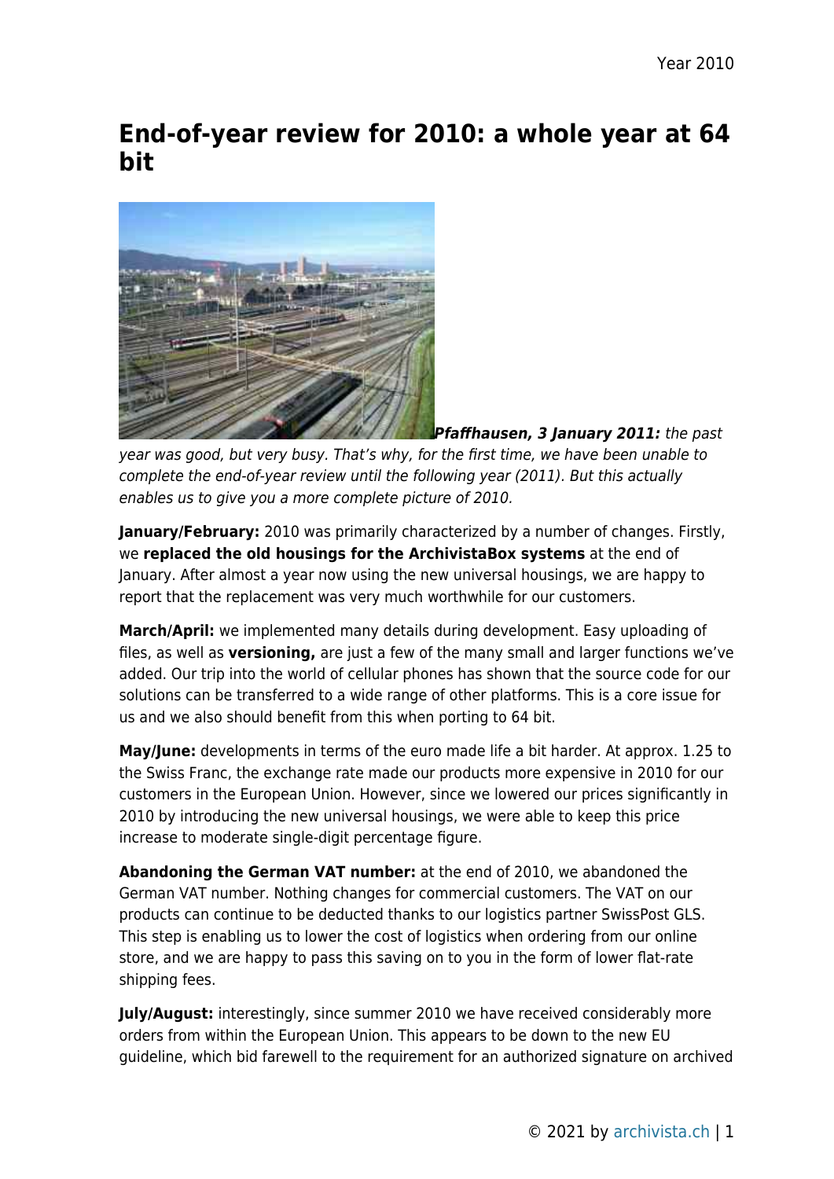# End-of-year review for 2010: a whole year at 64 bit

***Pfaffhausen, 3 January 2011:*** *the past year was good, but very busy. That's why, for the first time, we have been unable to complete the end-of-year review until the following year (2011). But this actually enables us to give you a more complete picture of 2010.*

**January/February:** 2010 was primarily characterized by a number of changes. Firstly, we **replaced the old housings for the ArchivistaBox systems** at the end of January. After almost a year now using the new universal housings, we are happy to report that the replacement was very much worthwhile for our customers.

**March/April:** we implemented many details during development. Easy uploading of files, as well as **versioning,** are just a few of the many small and larger functions we've added. Our trip into the world of cellular phones has shown that the source code for our solutions can be transferred to a wide range of other platforms. This is a core issue for us and we also should benefit from this when porting to 64 bit.

**May/June:** developments in terms of the euro made life a bit harder. At approx. 1.25 to the Swiss Franc, the exchange rate made our products more expensive in 2010 for our customers in the European Union. However, since we lowered our prices significantly in 2010 by introducing the new universal housings, we were able to keep this price increase to moderate single-digit percentage figure.

**Abandoning the German VAT number:** at the end of 2010, we abandoned the German VAT number. Nothing changes for commercial customers. The VAT on our products can continue to be deducted thanks to our logistics partner SwissPost GLS. This step is enabling us to lower the cost of logistics when ordering from our online store, and we are happy to pass this saving on to you in the form of lower flat-rate shipping fees.

**July/August:** interestingly, since summer 2010 we have received considerably more orders from within the European Union. This appears to be down to the new EU guideline, which bid farewell to the requirement for an authorized signature on archived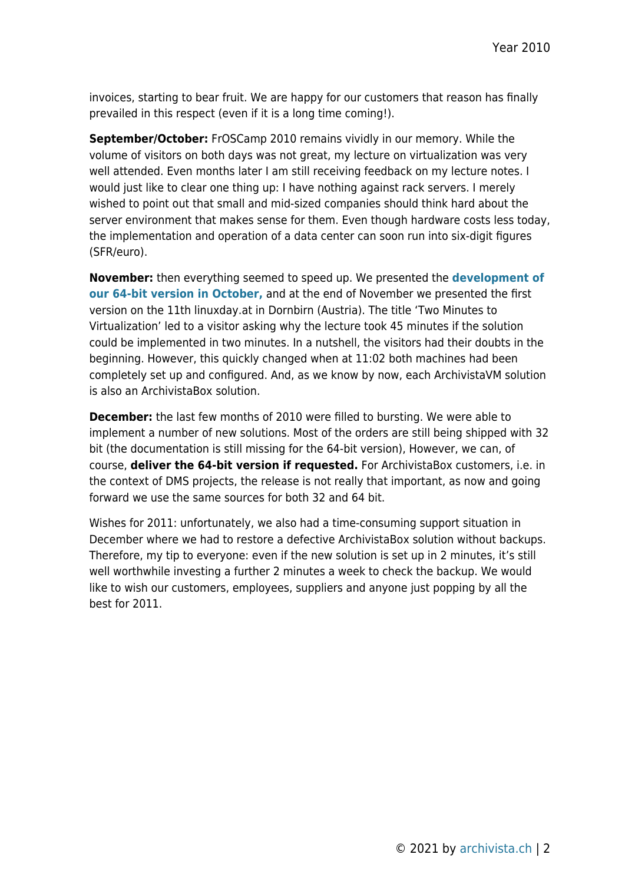invoices, starting to bear fruit. We are happy for our customers that reason has finally prevailed in this respect (even if it is a long time coming!).

**September/October:** FrOSCamp 2010 remains vividly in our memory. While the volume of visitors on both days was not great, my lecture on virtualization was very well attended. Even months later I am still receiving feedback on my lecture notes. I would just like to clear one thing up: I have nothing against rack servers. I merely wished to point out that small and mid-sized companies should think hard about the server environment that makes sense for them. Even though hardware costs less today, the implementation and operation of a data center can soon run into six-digit figures (SFR/euro).

**November:** then everything seemed to speed up. We presented the **development of our 64-bit version in October,** and at the end of November we presented the first version on the 11th linuxday.at in Dornbirn (Austria). The title 'Two Minutes to Virtualization' led to a visitor asking why the lecture took 45 minutes if the solution could be implemented in two minutes. In a nutshell, the visitors had their doubts in the beginning. However, this quickly changed when at 11:02 both machines had been completely set up and configured. And, as we know by now, each ArchivistaVM solution is also an ArchivistaBox solution.

**December:** the last few months of 2010 were filled to bursting. We were able to implement a number of new solutions. Most of the orders are still being shipped with 32 bit (the documentation is still missing for the 64-bit version), However, we can, of course, **deliver the 64-bit version if requested.** For ArchivistaBox customers, i.e. in the context of DMS projects, the release is not really that important, as now and going forward we use the same sources for both 32 and 64 bit.

Wishes for 2011: unfortunately, we also had a time-consuming support situation in December where we had to restore a defective ArchivistaBox solution without backups. Therefore, my tip to everyone: even if the new solution is set up in 2 minutes, it's still well worthwhile investing a further 2 minutes a week to check the backup. We would like to wish our customers, employees, suppliers and anyone just popping by all the best for 2011.